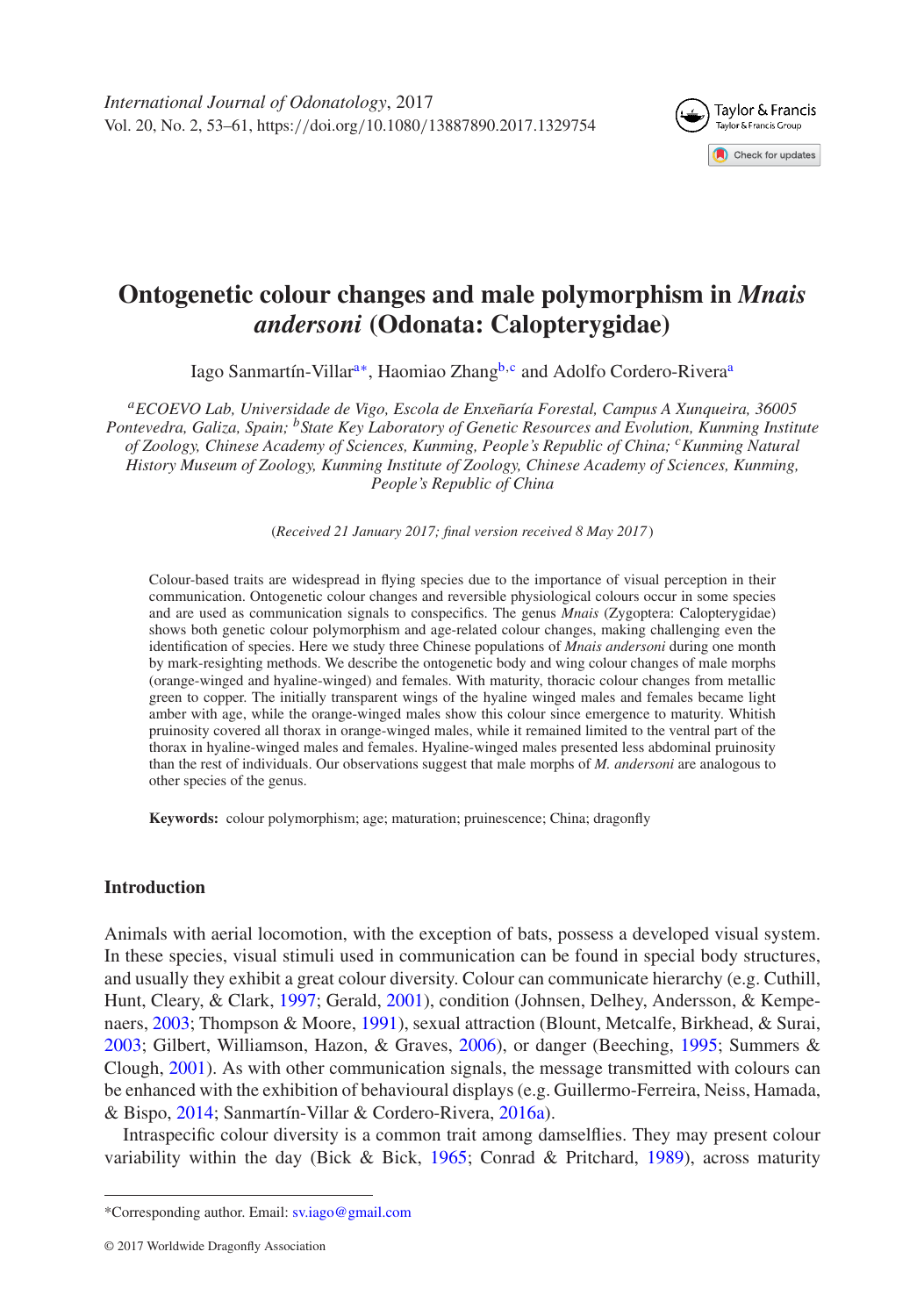# Ontogenetic colour changes and male polymorphism in *Mnais andersoni* (Odonata: Calopterygidae)

Iago Sanmartín-Villar[a*], Haomiao Zhang[b,c] and Adolfo Cordero-Rivera[a]

[a]*ECOEVO Lab, Universidade de Vigo, Escola de Enxeñaría Forestal, Campus A Xunqueira, 36005 Pontevedra, Galiza, Spain;* [b]*State Key Laboratory of Genetic Resources and Evolution, Kunming Institute of Zoology, Chinese Academy of Sciences, Kunming, People's Republic of China;* [c]*Kunming Natural History Museum of Zoology, Kunming Institute of Zoology, Chinese Academy of Sciences, Kunming, People's Republic of China*

(*Received 21 January 2017; final version received 8 May 2017*)

Colour-based traits are widespread in flying species due to the importance of visual perception in their communication. Ontogenetic colour changes and reversible physiological colours occur in some species and are used as communication signals to conspecifics. The genus *Mnais* (Zygoptera: Calopterygidae) shows both genetic colour polymorphism and age-related colour changes, making challenging even the identification of species. Here we study three Chinese populations of *Mnais andersoni* during one month by mark-resighting methods. We describe the ontogenetic body and wing colour changes of male morphs (orange-winged and hyaline-winged) and females. With maturity, thoracic colour changes from metallic green to copper. The initially transparent wings of the hyaline winged males and females became light amber with age, while the orange-winged males show this colour since emergence to maturity. Whitish pruinosity covered all thorax in orange-winged males, while it remained limited to the ventral part of the thorax in hyaline-winged males and females. Hyaline-winged males presented less abdominal pruinosity than the rest of individuals. Our observations suggest that male morphs of *M. andersoni* are analogous to other species of the genus.

**Keywords:** colour polymorphism; age; maturation; pruinescence; China; dragonfly

## Introduction

Animals with aerial locomotion, with the exception of bats, possess a developed visual system. In these species, visual stimuli used in communication can be found in special body structures, and usually they exhibit a great colour diversity. Colour can communicate hierarchy (e.g. Cuthill, Hunt, Cleary, & Clark, 1997; Gerald, 2001), condition (Johnsen, Delhey, Andersson, & Kempenaers, 2003; Thompson & Moore, 1991), sexual attraction (Blount, Metcalfe, Birkhead, & Surai, 2003; Gilbert, Williamson, Hazon, & Graves, 2006), or danger (Beeching, 1995; Summers & Clough, 2001). As with other communication signals, the message transmitted with colours can be enhanced with the exhibition of behavioural displays (e.g. Guillermo-Ferreira, Neiss, Hamada, & Bispo, 2014; Sanmartín-Villar & Cordero-Rivera, 2016a).

Intraspecific colour diversity is a common trait among damselflies. They may present colour variability within the day (Bick & Bick, 1965; Conrad & Pritchard, 1989), across maturity

*Corresponding author. Email: sv.iago@gmail.com

© 2017 Worldwide Dragonfly Association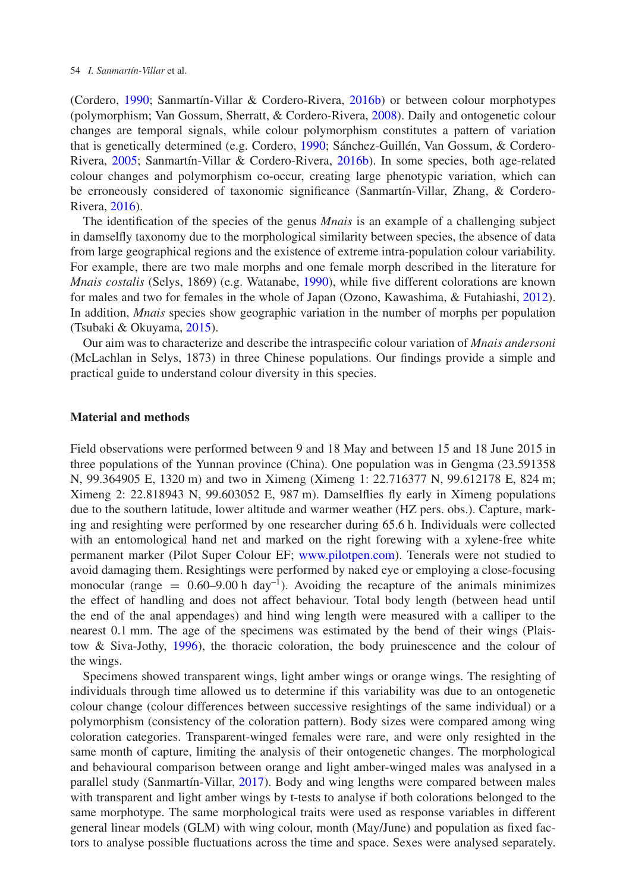(Cordero, 1990; Sanmartín-Villar & Cordero-Rivera, 2016b) or between colour morphotypes (polymorphism; Van Gossum, Sherratt, & Cordero-Rivera, 2008). Daily and ontogenetic colour changes are temporal signals, while colour polymorphism constitutes a pattern of variation that is genetically determined (e.g. Cordero, 1990; Sánchez-Guillén, Van Gossum, & Cordero-Rivera, 2005; Sanmartín-Villar & Cordero-Rivera, 2016b). In some species, both age-related colour changes and polymorphism co-occur, creating large phenotypic variation, which can be erroneously considered of taxonomic significance (Sanmartín-Villar, Zhang, & Cordero-Rivera, 2016).

The identification of the species of the genus *Mnais* is an example of a challenging subject in damselfly taxonomy due to the morphological similarity between species, the absence of data from large geographical regions and the existence of extreme intra-population colour variability. For example, there are two male morphs and one female morph described in the literature for *Mnais costalis* (Selys, 1869) (e.g. Watanabe, 1990), while five different colorations are known for males and two for females in the whole of Japan (Ozono, Kawashima, & Futahiashi, 2012). In addition, *Mnais* species show geographic variation in the number of morphs per population (Tsubaki & Okuyama, 2015).

Our aim was to characterize and describe the intraspecific colour variation of *Mnais andersoni* (McLachlan in Selys, 1873) in three Chinese populations. Our findings provide a simple and practical guide to understand colour diversity in this species.

## Material and methods

Field observations were performed between 9 and 18 May and between 15 and 18 June 2015 in three populations of the Yunnan province (China). One population was in Gengma (23.591358 N, 99.364905 E, 1320 m) and two in Ximeng (Ximeng 1: 22.716377 N, 99.612178 E, 824 m; Ximeng 2: 22.818943 N, 99.603052 E, 987 m). Damselflies fly early in Ximeng populations due to the southern latitude, lower altitude and warmer weather (HZ pers. obs.). Capture, marking and resighting were performed by one researcher during 65.6 h. Individuals were collected with an entomological hand net and marked on the right forewing with a xylene-free white permanent marker (Pilot Super Colour EF; www.pilotpen.com). Tenerals were not studied to avoid damaging them. Resightings were performed by naked eye or employing a close-focusing monocular (range = 0.60–9.00 h day$^{-1}$). Avoiding the recapture of the animals minimizes the effect of handling and does not affect behaviour. Total body length (between head until the end of the anal appendages) and hind wing length were measured with a calliper to the nearest 0.1 mm. The age of the specimens was estimated by the bend of their wings (Plaistow & Siva-Jothy, 1996), the thoracic coloration, the body pruinescence and the colour of the wings.

Specimens showed transparent wings, light amber wings or orange wings. The resighting of individuals through time allowed us to determine if this variability was due to an ontogenetic colour change (colour differences between successive resightings of the same individual) or a polymorphism (consistency of the coloration pattern). Body sizes were compared among wing coloration categories. Transparent-winged females were rare, and were only resighted in the same month of capture, limiting the analysis of their ontogenetic changes. The morphological and behavioural comparison between orange and light amber-winged males was analysed in a parallel study (Sanmartín-Villar, 2017). Body and wing lengths were compared between males with transparent and light amber wings by t-tests to analyse if both colorations belonged to the same morphotype. The same morphological traits were used as response variables in different general linear models (GLM) with wing colour, month (May/June) and population as fixed factors to analyse possible fluctuations across the time and space. Sexes were analysed separately.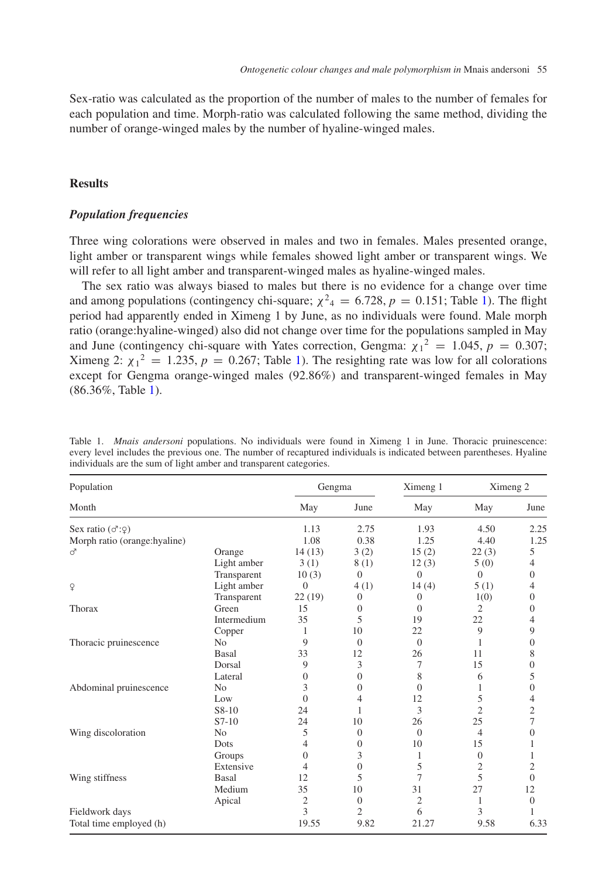Sex-ratio was calculated as the proportion of the number of males to the number of females for each population and time. Morph-ratio was calculated following the same method, dividing the number of orange-winged males by the number of hyaline-winged males.

## Results

### *Population frequencies*

Three wing colorations were observed in males and two in females. Males presented orange, light amber or transparent wings while females showed light amber or transparent wings. We will refer to all light amber and transparent-winged males as hyaline-winged males.

The sex ratio was always biased to males but there is no evidence for a change over time and among populations (contingency chi-square; $\chi^2_4 = 6.728$, $p = 0.151$; Table 1). The flight period had apparently ended in Ximeng 1 by June, as no individuals were found. Male morph ratio (orange:hyaline-winged) also did not change over time for the populations sampled in May and June (contingency chi-square with Yates correction, Gengma: $\chi_1{}^2 = 1.045$, $p = 0.307$; Ximeng 2: $\chi_1{}^2 = 1.235$, $p = 0.267$; Table 1). The resighting rate was low for all colorations except for Gengma orange-winged males (92.86%) and transparent-winged females in May (86.36%, Table 1).

Table 1. *Mnais andersoni* populations. No individuals were found in Ximeng 1 in June. Thoracic pruinescence: every level includes the previous one. The number of recaptured individuals is indicated between parentheses. Hyaline individuals are the sum of light amber and transparent categories.

| Population | | Gengma | | Ximeng 1 | Ximeng 2 | |
|---|---|---|---|---|---|---|
| Month | | May | June | May | May | June |
| Sex ratio (♂:♀) | | 1.13 | 2.75 | 1.93 | 4.50 | 2.25 |
| Morph ratio (orange:hyaline) | | 1.08 | 0.38 | 1.25 | 4.40 | 1.25 |
| ♂ | Orange | 14 (13) | 3 (2) | 15 (2) | 22 (3) | 5 |
| | Light amber | 3 (1) | 8 (1) | 12 (3) | 5 (0) | 4 |
| | Transparent | 10 (3) | 0 | 0 | 0 | 0 |
| ♀ | Light amber | 0 | 4 (1) | 14 (4) | 5 (1) | 4 |
| | Transparent | 22 (19) | 0 | 0 | 1(0) | 0 |
| Thorax | Green | 15 | 0 | 0 | 2 | 0 |
| | Intermedium | 35 | 5 | 19 | 22 | 4 |
| | Copper | 1 | 10 | 22 | 9 | 9 |
| Thoracic pruinescence | No | 9 | 0 | 0 | 1 | 0 |
| | Basal | 33 | 12 | 26 | 11 | 8 |
| | Dorsal | 9 | 3 | 7 | 15 | 0 |
| | Lateral | 0 | 0 | 8 | 6 | 5 |
| Abdominal pruinescence | No | 3 | 0 | 0 | 1 | 0 |
| | Low | 0 | 4 | 12 | 5 | 4 |
| | S8-10 | 24 | 1 | 3 | 2 | 2 |
| | S7-10 | 24 | 10 | 26 | 25 | 7 |
| Wing discoloration | No | 5 | 0 | 0 | 4 | 0 |
| | Dots | 4 | 0 | 10 | 15 | 1 |
| | Groups | 0 | 3 | 1 | 0 | 1 |
| | Extensive | 4 | 0 | 5 | 2 | 2 |
| Wing stiffness | Basal | 12 | 5 | 7 | 5 | 0 |
| | Medium | 35 | 10 | 31 | 27 | 12 |
| | Apical | 2 | 0 | 2 | 1 | 0 |
| Fieldwork days | | 3 | 2 | 6 | 3 | 1 |
| Total time employed (h) | | 19.55 | 9.82 | 21.27 | 9.58 | 6.33 |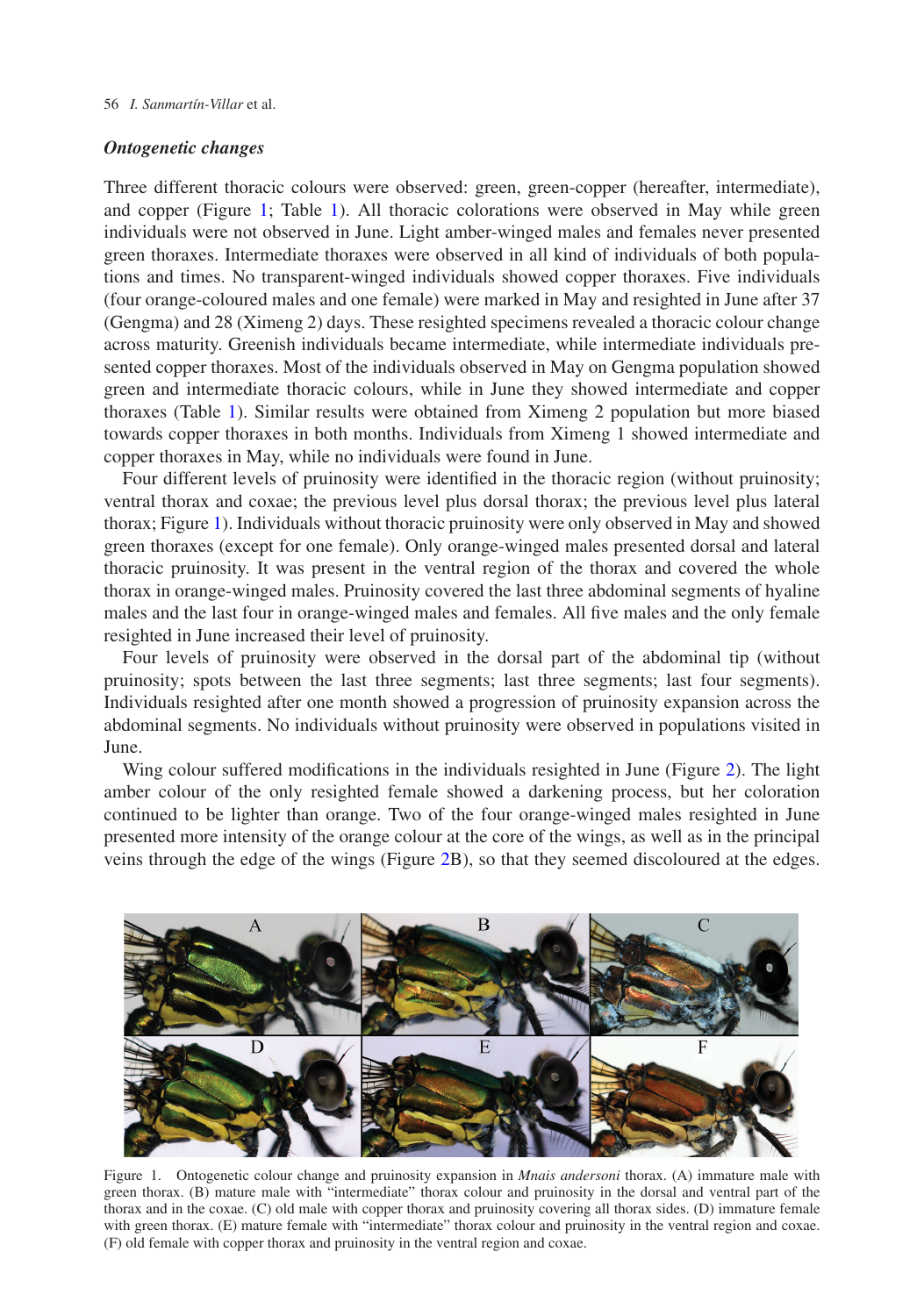### *Ontogenetic changes*

Three different thoracic colours were observed: green, green-copper (hereafter, intermediate), and copper (Figure 1; Table 1). All thoracic colorations were observed in May while green individuals were not observed in June. Light amber-winged males and females never presented green thoraxes. Intermediate thoraxes were observed in all kind of individuals of both populations and times. No transparent-winged individuals showed copper thoraxes. Five individuals (four orange-coloured males and one female) were marked in May and resighted in June after 37 (Gengma) and 28 (Ximeng 2) days. These resighted specimens revealed a thoracic colour change across maturity. Greenish individuals became intermediate, while intermediate individuals presented copper thoraxes. Most of the individuals observed in May on Gengma population showed green and intermediate thoracic colours, while in June they showed intermediate and copper thoraxes (Table 1). Similar results were obtained from Ximeng 2 population but more biased towards copper thoraxes in both months. Individuals from Ximeng 1 showed intermediate and copper thoraxes in May, while no individuals were found in June.

Four different levels of pruinosity were identified in the thoracic region (without pruinosity; ventral thorax and coxae; the previous level plus dorsal thorax; the previous level plus lateral thorax; Figure 1). Individuals without thoracic pruinosity were only observed in May and showed green thoraxes (except for one female). Only orange-winged males presented dorsal and lateral thoracic pruinosity. It was present in the ventral region of the thorax and covered the whole thorax in orange-winged males. Pruinosity covered the last three abdominal segments of hyaline males and the last four in orange-winged males and females. All five males and the only female resighted in June increased their level of pruinosity.

Four levels of pruinosity were observed in the dorsal part of the abdominal tip (without pruinosity; spots between the last three segments; last three segments; last four segments). Individuals resighted after one month showed a progression of pruinosity expansion across the abdominal segments. No individuals without pruinosity were observed in populations visited in June.

Wing colour suffered modifications in the individuals resighted in June (Figure 2). The light amber colour of the only resighted female showed a darkening process, but her coloration continued to be lighter than orange. Two of the four orange-winged males resighted in June presented more intensity of the orange colour at the core of the wings, as well as in the principal veins through the edge of the wings (Figure 2B), so that they seemed discoloured at the edges.

A

B

C

D

E

F

Figure 1. Ontogenetic colour change and pruinosity expansion in *Mnais andersoni* thorax. (A) immature male with green thorax. (B) mature male with "intermediate" thorax colour and pruinosity in the dorsal and ventral part of the thorax and in the coxae. (C) old male with copper thorax and pruinosity covering all thorax sides. (D) immature female with green thorax. (E) mature female with "intermediate" thorax colour and pruinosity in the ventral region and coxae. (F) old female with copper thorax and pruinosity in the ventral region and coxae.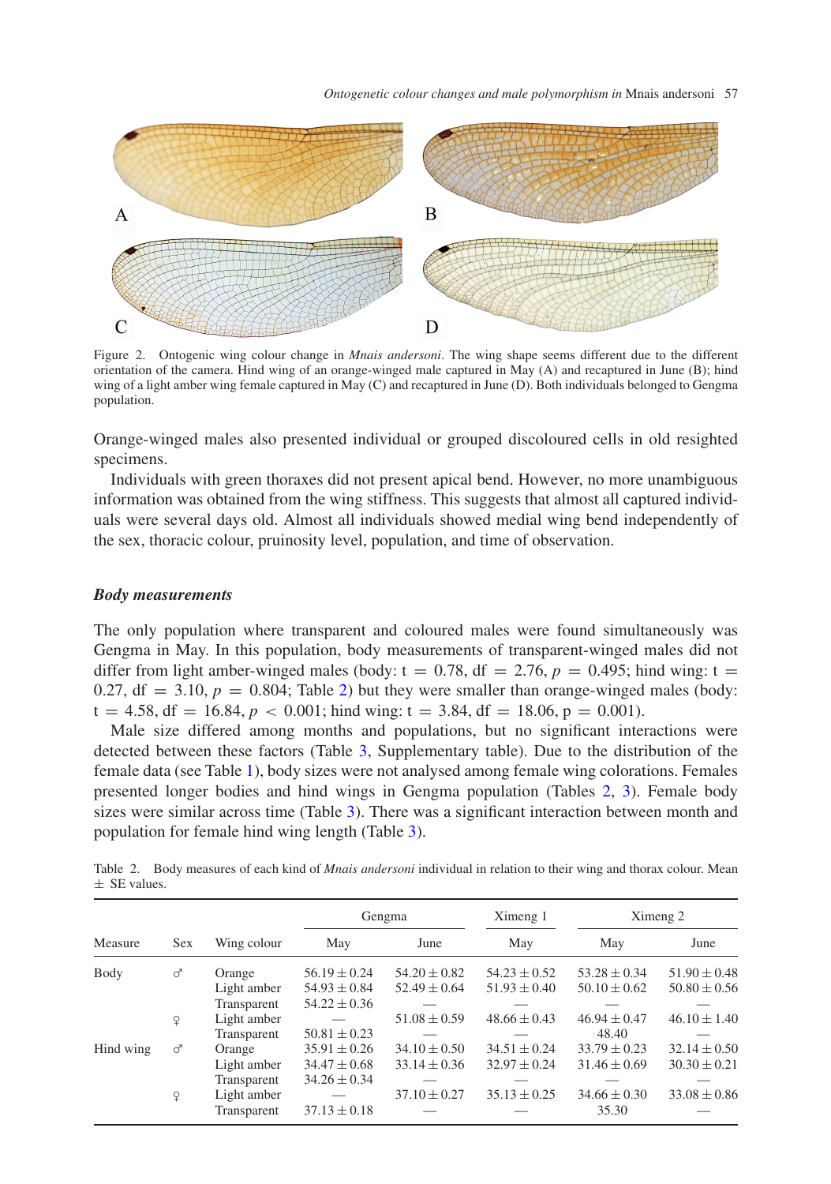Figure 2. Ontogenic wing colour change in *Mnais andersoni*. The wing shape seems different due to the different orientation of the camera. Hind wing of an orange-winged male captured in May (A) and recaptured in June (B); hind wing of a light amber wing female captured in May (C) and recaptured in June (D). Both individuals belonged to Gengma population.

Orange-winged males also presented individual or grouped discoloured cells in old resighted specimens.

Individuals with green thoraxes did not present apical bend. However, no more unambiguous information was obtained from the wing stiffness. This suggests that almost all captured individuals were several days old. Almost all individuals showed medial wing bend independently of the sex, thoracic colour, pruinosity level, population, and time of observation.

### *Body measurements*

The only population where transparent and coloured males were found simultaneously was Gengma in May. In this population, body measurements of transparent-winged males did not differ from light amber-winged males (body: $t = 0.78$, $df = 2.76$, $p = 0.495$; hind wing: $t = 0.27$, $df = 3.10$, $p = 0.804$; Table 2) but they were smaller than orange-winged males (body: $t = 4.58$, $df = 16.84$, $p < 0.001$; hind wing: $t = 3.84$, $df = 18.06$, $p = 0.001$).

Male size differed among months and populations, but no significant interactions were detected between these factors (Table 3, Supplementary table). Due to the distribution of the female data (see Table 1), body sizes were not analysed among female wing colorations. Females presented longer bodies and hind wings in Gengma population (Tables 2, 3). Female body sizes were similar across time (Table 3). There was a significant interaction between month and population for female hind wing length (Table 3).

Table 2. Body measures of each kind of *Mnais andersoni* individual in relation to their wing and thorax colour. Mean ± SE values.

| Measure | Sex | Wing colour | Gengma | | Ximeng 1 | Ximeng 2 | |
|---|---|---|---|---|---|---|---|
| | | | May | June | May | May | June |
| Body | ♂ | Orange | 56.19 ± 0.24 | 54.20 ± 0.82 | 54.23 ± 0.52 | 53.28 ± 0.34 | 51.90 ± 0.48 |
| | | Light amber | 54.93 ± 0.84 | 52.49 ± 0.64 | 51.93 ± 0.40 | 50.10 ± 0.62 | 50.80 ± 0.56 |
| | | Transparent | 54.22 ± 0.36 | — | — | — | — |
| | ♀ | Light amber | — | 51.08 ± 0.59 | 48.66 ± 0.43 | 46.94 ± 0.47 | 46.10 ± 1.40 |
| | | Transparent | 50.81 ± 0.23 | — | — | 48.40 | — |
| Hind wing | ♂ | Orange | 35.91 ± 0.26 | 34.10 ± 0.50 | 34.51 ± 0.24 | 33.79 ± 0.23 | 32.14 ± 0.50 |
| | | Light amber | 34.47 ± 0.68 | 33.14 ± 0.36 | 32.97 ± 0.24 | 31.46 ± 0.69 | 30.30 ± 0.21 |
| | | Transparent | 34.26 ± 0.34 | — | — | — | — |
| | ♀ | Light amber | — | 37.10 ± 0.27 | 35.13 ± 0.25 | 34.66 ± 0.30 | 33.08 ± 0.86 |
| | | Transparent | 37.13 ± 0.18 | — | — | 35.30 | — |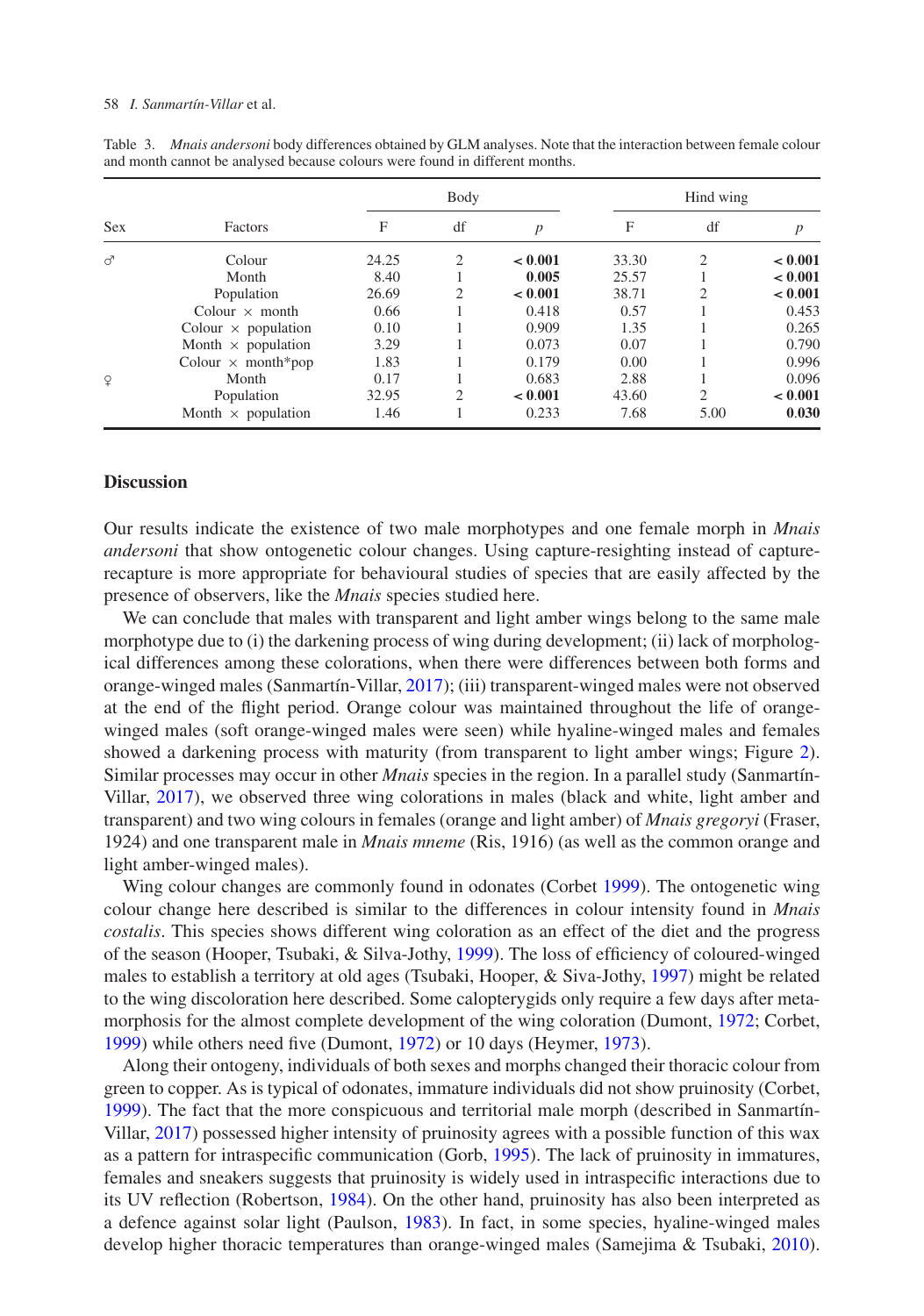Table 3. *Mnais andersoni* body differences obtained by GLM analyses. Note that the interaction between female colour and month cannot be analysed because colours were found in different months.

| Sex | Factors | Body | | | Hind wing | | |
|---|---|---|---|---|---|---|---|
| | | F | df | *p* | F | df | *p* |
| ♂ | Colour | 24.25 | 2 | **< 0.001** | 33.30 | 2 | **< 0.001** |
| | Month | 8.40 | 1 | **0.005** | 25.57 | 1 | **< 0.001** |
| | Population | 26.69 | 2 | **< 0.001** | 38.71 | 2 | **< 0.001** |
| | Colour × month | 0.66 | 1 | 0.418 | 0.57 | 1 | 0.453 |
| | Colour × population | 0.10 | 1 | 0.909 | 1.35 | 1 | 0.265 |
| | Month × population | 3.29 | 1 | 0.073 | 0.07 | 1 | 0.790 |
| | Colour × month*pop | 1.83 | 1 | 0.179 | 0.00 | 1 | 0.996 |
| ♀ | Month | 0.17 | 1 | 0.683 | 2.88 | 1 | 0.096 |
| | Population | 32.95 | 2 | **< 0.001** | 43.60 | 2 | **< 0.001** |
| | Month × population | 1.46 | 1 | 0.233 | 7.68 | 5.00 | **0.030** |

## Discussion

Our results indicate the existence of two male morphotypes and one female morph in *Mnais andersoni* that show ontogenetic colour changes. Using capture-resighting instead of capture-recapture is more appropriate for behavioural studies of species that are easily affected by the presence of observers, like the *Mnais* species studied here.

We can conclude that males with transparent and light amber wings belong to the same male morphotype due to (i) the darkening process of wing during development; (ii) lack of morphological differences among these colorations, when there were differences between both forms and orange-winged males (Sanmartín-Villar, 2017); (iii) transparent-winged males were not observed at the end of the flight period. Orange colour was maintained throughout the life of orange-winged males (soft orange-winged males were seen) while hyaline-winged males and females showed a darkening process with maturity (from transparent to light amber wings; Figure 2). Similar processes may occur in other *Mnais* species in the region. In a parallel study (Sanmartín-Villar, 2017), we observed three wing colorations in males (black and white, light amber and transparent) and two wing colours in females (orange and light amber) of *Mnais gregoryi* (Fraser, 1924) and one transparent male in *Mnais mneme* (Ris, 1916) (as well as the common orange and light amber-winged males).

Wing colour changes are commonly found in odonates (Corbet 1999). The ontogenetic wing colour change here described is similar to the differences in colour intensity found in *Mnais costalis*. This species shows different wing coloration as an effect of the diet and the progress of the season (Hooper, Tsubaki, & Silva-Jothy, 1999). The loss of efficiency of coloured-winged males to establish a territory at old ages (Tsubaki, Hooper, & Siva-Jothy, 1997) might be related to the wing discoloration here described. Some calopterygids only require a few days after metamorphosis for the almost complete development of the wing coloration (Dumont, 1972; Corbet, 1999) while others need five (Dumont, 1972) or 10 days (Heymer, 1973).

Along their ontogeny, individuals of both sexes and morphs changed their thoracic colour from green to copper. As is typical of odonates, immature individuals did not show pruinosity (Corbet, 1999). The fact that the more conspicuous and territorial male morph (described in Sanmartín-Villar, 2017) possessed higher intensity of pruinosity agrees with a possible function of this wax as a pattern for intraspecific communication (Gorb, 1995). The lack of pruinosity in immatures, females and sneakers suggests that pruinosity is widely used in intraspecific interactions due to its UV reflection (Robertson, 1984). On the other hand, pruinosity has also been interpreted as a defence against solar light (Paulson, 1983). In fact, in some species, hyaline-winged males develop higher thoracic temperatures than orange-winged males (Samejima & Tsubaki, 2010).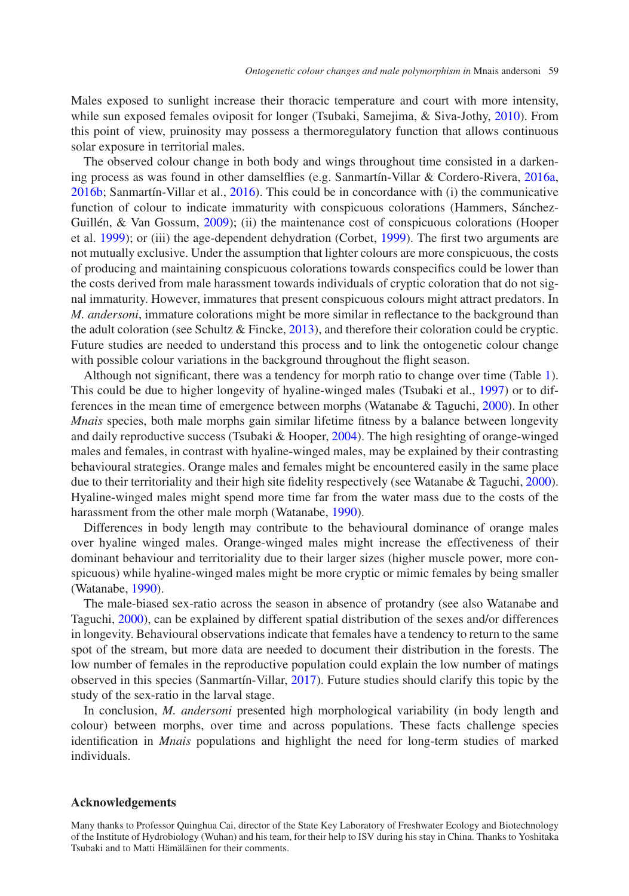Males exposed to sunlight increase their thoracic temperature and court with more intensity, while sun exposed females oviposit for longer (Tsubaki, Samejima, & Siva-Jothy, 2010). From this point of view, pruinosity may possess a thermoregulatory function that allows continuous solar exposure in territorial males.

The observed colour change in both body and wings throughout time consisted in a darkening process as was found in other damselflies (e.g. Sanmartín-Villar & Cordero-Rivera, 2016a, 2016b; Sanmartín-Villar et al., 2016). This could be in concordance with (i) the communicative function of colour to indicate immaturity with conspicuous colorations (Hammers, Sánchez-Guillén, & Van Gossum, 2009); (ii) the maintenance cost of conspicuous colorations (Hooper et al. 1999); or (iii) the age-dependent dehydration (Corbet, 1999). The first two arguments are not mutually exclusive. Under the assumption that lighter colours are more conspicuous, the costs of producing and maintaining conspicuous colorations towards conspecifics could be lower than the costs derived from male harassment towards individuals of cryptic coloration that do not signal immaturity. However, immatures that present conspicuous colours might attract predators. In *M. andersoni*, immature colorations might be more similar in reflectance to the background than the adult coloration (see Schultz & Fincke, 2013), and therefore their coloration could be cryptic. Future studies are needed to understand this process and to link the ontogenetic colour change with possible colour variations in the background throughout the flight season.

Although not significant, there was a tendency for morph ratio to change over time (Table 1). This could be due to higher longevity of hyaline-winged males (Tsubaki et al., 1997) or to differences in the mean time of emergence between morphs (Watanabe & Taguchi, 2000). In other *Mnais* species, both male morphs gain similar lifetime fitness by a balance between longevity and daily reproductive success (Tsubaki & Hooper, 2004). The high resighting of orange-winged males and females, in contrast with hyaline-winged males, may be explained by their contrasting behavioural strategies. Orange males and females might be encountered easily in the same place due to their territoriality and their high site fidelity respectively (see Watanabe & Taguchi, 2000). Hyaline-winged males might spend more time far from the water mass due to the costs of the harassment from the other male morph (Watanabe, 1990).

Differences in body length may contribute to the behavioural dominance of orange males over hyaline winged males. Orange-winged males might increase the effectiveness of their dominant behaviour and territoriality due to their larger sizes (higher muscle power, more conspicuous) while hyaline-winged males might be more cryptic or mimic females by being smaller (Watanabe, 1990).

The male-biased sex-ratio across the season in absence of protandry (see also Watanabe and Taguchi, 2000), can be explained by different spatial distribution of the sexes and/or differences in longevity. Behavioural observations indicate that females have a tendency to return to the same spot of the stream, but more data are needed to document their distribution in the forests. The low number of females in the reproductive population could explain the low number of matings observed in this species (Sanmartín-Villar, 2017). Future studies should clarify this topic by the study of the sex-ratio in the larval stage.

In conclusion, *M. andersoni* presented high morphological variability (in body length and colour) between morphs, over time and across populations. These facts challenge species identification in *Mnais* populations and highlight the need for long-term studies of marked individuals.

## Acknowledgements

Many thanks to Professor Quinghua Cai, director of the State Key Laboratory of Freshwater Ecology and Biotechnology of the Institute of Hydrobiology (Wuhan) and his team, for their help to ISV during his stay in China. Thanks to Yoshitaka Tsubaki and to Matti Hämäläinen for their comments.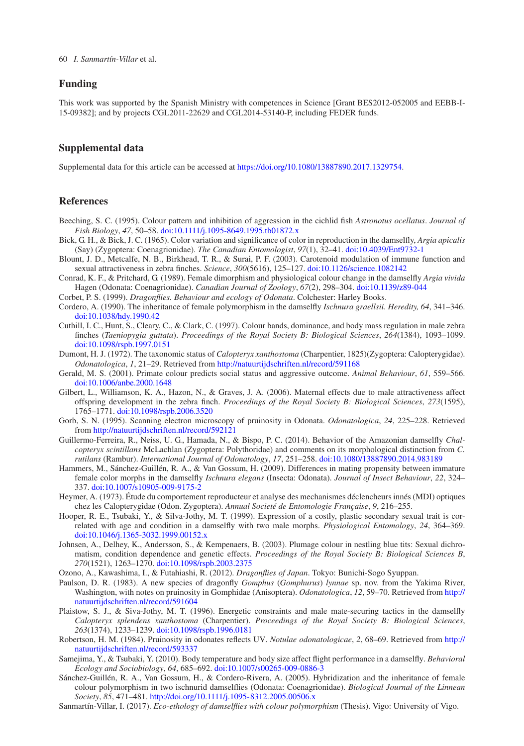## Funding

This work was supported by the Spanish Ministry with competences in Science [Grant BES2012-052005 and EEBB-I-15-09382]; and by projects CGL2011-22629 and CGL2014-53140-P, including FEDER funds.

## Supplemental data

Supplemental data for this article can be accessed at https://doi.org/10.1080/13887890.2017.1329754.

## References

Beeching, S. C. (1995). Colour pattern and inhibition of aggression in the cichlid fish *Astronotus ocellatus*. *Journal of Fish Biology*, *47*, 50–58. doi:10.1111/j.1095-8649.1995.tb01872.x

Bick, G. H., & Bick, J. C. (1965). Color variation and significance of color in reproduction in the damselfly, *Argia apicalis* (Say) (Zygoptera: Coenagrionidae). *The Canadian Entomologist*, *97*(1), 32–41. doi:10.4039/Ent9732-1

Blount, J. D., Metcalfe, N. B., Birkhead, T. R., & Surai, P. F. (2003). Carotenoid modulation of immune function and sexual attractiveness in zebra finches. *Science*, *300*(5616), 125–127. doi:10.1126/science.1082142

Conrad, K. F., & Pritchard, G. (1989). Female dimorphism and physiological colour change in the damselfly *Argia vivida* Hagen (Odonata: Coenagrionidae). *Canadian Journal of Zoology*, *67*(2), 298–304. doi:10.1139/z89-044

Corbet, P. S. (1999). *Dragonflies. Behaviour and ecology of Odonata*. Colchester: Harley Books.

Cordero, A. (1990). The inheritance of female polymorphism in the damselfly *Ischnura graellsii*. *Heredity, 64*, 341–346. doi:10.1038/hdy.1990.42

Cuthill, I. C., Hunt, S., Cleary, C., & Clark, C. (1997). Colour bands, dominance, and body mass regulation in male zebra finches (*Taeniopygia guttata*). *Proceedings of the Royal Society B: Biological Sciences*, *264*(1384), 1093–1099. doi:10.1098/rspb.1997.0151

Dumont, H. J. (1972). The taxonomic status of *Calopteryx xanthostoma* (Charpentier, 1825)(Zygoptera: Calopterygidae). *Odonatologica*, *1*, 21–29. Retrieved from http://natuurtijdschriften.nl/record/591168

Gerald, M. S. (2001). Primate colour predicts social status and aggressive outcome. *Animal Behaviour*, *61*, 559–566. doi:10.1006/anbe.2000.1648

Gilbert, L., Williamson, K. A., Hazon, N., & Graves, J. A. (2006). Maternal effects due to male attractiveness affect offspring development in the zebra finch. *Proceedings of the Royal Society B: Biological Sciences*, *273*(1595), 1765–1771. doi:10.1098/rspb.2006.3520

Gorb, S. N. (1995). Scanning electron microscopy of pruinosity in Odonata. *Odonatologica*, *24*, 225–228. Retrieved from http://natuurtijdschriften.nl/record/592121

Guillermo-Ferreira, R., Neiss, U. G., Hamada, N., & Bispo, P. C. (2014). Behavior of the Amazonian damselfly *Chalcopteryx scintillans* McLachlan (Zygoptera: Polythoridae) and comments on its morphological distinction from *C. rutilans* (Rambur). *International Journal of Odonatology*, *17*, 251–258. doi:10.1080/13887890.2014.983189

Hammers, M., Sánchez-Guillén, R. A., & Van Gossum, H. (2009). Differences in mating propensity between immature female color morphs in the damselfly *Ischnura elegans* (Insecta: Odonata). *Journal of Insect Behaviour*, *22*, 324–337. doi:10.1007/s10905-009-9175-2

Heymer, A. (1973). Étude du comportement reproducteur et analyse des mechanismes déclencheurs innés (MDI) optiques chez les Calopterygidae (Odon. Zygoptera). *Annual Societé de Entomologie Française*, *9*, 216–255.

Hooper, R. E., Tsubaki, Y., & Silva-Jothy, M. T. (1999). Expression of a costly, plastic secondary sexual trait is correlated with age and condition in a damselfly with two male morphs. *Physiological Entomology*, *24*, 364–369. doi:10.1046/j.1365-3032.1999.00152.x

Johnsen, A., Delhey, K., Andersson, S., & Kempenaers, B. (2003). Plumage colour in nestling blue tits: Sexual dichromatism, condition dependence and genetic effects. *Proceedings of the Royal Society B: Biological Sciences B*, *270*(1521), 1263–1270. doi:10.1098/rspb.2003.2375

Ozono, A., Kawashima, I., & Futahiashi, R. (2012). *Dragonflies of Japan*. Tokyo: Bunichi-Sogo Syuppan.

Paulson, D. R. (1983). A new species of dragonfly *Gomphus* (*Gomphurus*) *lynnae* sp. nov. from the Yakima River, Washington, with notes on pruinosity in Gomphidae (Anisoptera). *Odonatologica*, *12*, 59–70. Retrieved from http://natuurtijdschriften.nl/record/591604

Plaistow, S. J., & Siva-Jothy, M. T. (1996). Energetic constraints and male mate-securing tactics in the damselfly *Calopteryx splendens xanthostoma* (Charpentier). *Proceedings of the Royal Society B: Biological Sciences*, *263*(1374), 1233–1239. doi:10.1098/rspb.1996.0181

Robertson, H. M. (1984). Pruinosity in odonates reflects UV. *Notulae odonatologicae*, *2*, 68–69. Retrieved from http://natuurtijdschriften.nl/record/593337

Samejima, Y., & Tsubaki, Y. (2010). Body temperature and body size affect flight performance in a damselfly. *Behavioral Ecology and Sociobiology*, *64*, 685–692. doi:10.1007/s00265-009-0886-3

Sánchez-Guillén, R. A., Van Gossum, H., & Cordero-Rivera, A. (2005). Hybridization and the inheritance of female colour polymorphism in two ischnurid damselflies (Odonata: Coenagrionidae). *Biological Journal of the Linnean Society*, *85*, 471–481. http://doi.org/10.1111/j.1095-8312.2005.00506.x

Sanmartín-Villar, I. (2017). *Eco-ethology of damselflies with colour polymorphism* (Thesis). Vigo: University of Vigo.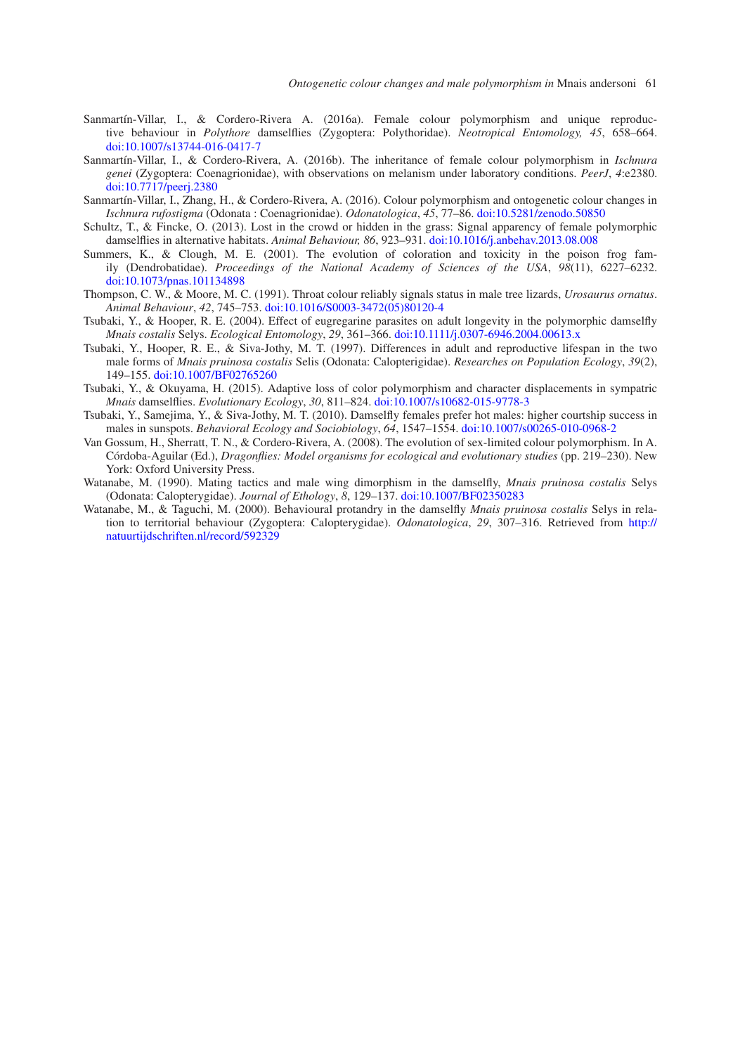Sanmartín-Villar, I., & Cordero-Rivera A. (2016a). Female colour polymorphism and unique reproductive behaviour in *Polythore* damselflies (Zygoptera: Polythoridae). *Neotropical Entomology, 45*, 658–664. doi:10.1007/s13744-016-0417-7

Sanmartín-Villar, I., & Cordero-Rivera, A. (2016b). The inheritance of female colour polymorphism in *Ischnura genei* (Zygoptera: Coenagrionidae), with observations on melanism under laboratory conditions. *PeerJ*, *4*:e2380. doi:10.7717/peerj.2380

Sanmartín-Villar, I., Zhang, H., & Cordero-Rivera, A. (2016). Colour polymorphism and ontogenetic colour changes in *Ischnura rufostigma* (Odonata : Coenagrionidae). *Odonatologica*, *45*, 77–86. doi:10.5281/zenodo.50850

Schultz, T., & Fincke, O. (2013). Lost in the crowd or hidden in the grass: Signal apparency of female polymorphic damselflies in alternative habitats. *Animal Behaviour, 86*, 923–931. doi:10.1016/j.anbehav.2013.08.008

Summers, K., & Clough, M. E. (2001). The evolution of coloration and toxicity in the poison frog family (Dendrobatidae). *Proceedings of the National Academy of Sciences of the USA*, *98*(11), 6227–6232. doi:10.1073/pnas.101134898

Thompson, C. W., & Moore, M. C. (1991). Throat colour reliably signals status in male tree lizards, *Urosaurus ornatus*. *Animal Behaviour*, *42*, 745–753. doi:10.1016/S0003-3472(05)80120-4

Tsubaki, Y., & Hooper, R. E. (2004). Effect of eugregarine parasites on adult longevity in the polymorphic damselfly *Mnais costalis* Selys. *Ecological Entomology*, *29*, 361–366. doi:10.1111/j.0307-6946.2004.00613.x

Tsubaki, Y., Hooper, R. E., & Siva-Jothy, M. T. (1997). Differences in adult and reproductive lifespan in the two male forms of *Mnais pruinosa costalis* Selis (Odonata: Calopterigidae). *Researches on Population Ecology*, *39*(2), 149–155. doi:10.1007/BF02765260

Tsubaki, Y., & Okuyama, H. (2015). Adaptive loss of color polymorphism and character displacements in sympatric *Mnais* damselflies. *Evolutionary Ecology*, *30*, 811–824. doi:10.1007/s10682-015-9778-3

Tsubaki, Y., Samejima, Y., & Siva-Jothy, M. T. (2010). Damselfly females prefer hot males: higher courtship success in males in sunspots. *Behavioral Ecology and Sociobiology*, *64*, 1547–1554. doi:10.1007/s00265-010-0968-2

Van Gossum, H., Sherratt, T. N., & Cordero-Rivera, A. (2008). The evolution of sex-limited colour polymorphism. In A. Córdoba-Aguilar (Ed.), *Dragonflies: Model organisms for ecological and evolutionary studies* (pp. 219–230). New York: Oxford University Press.

Watanabe, M. (1990). Mating tactics and male wing dimorphism in the damselfly, *Mnais pruinosa costalis* Selys (Odonata: Calopterygidae). *Journal of Ethology*, *8*, 129–137. doi:10.1007/BF02350283

Watanabe, M., & Taguchi, M. (2000). Behavioural protandry in the damselfly *Mnais pruinosa costalis* Selys in relation to territorial behaviour (Zygoptera: Calopterygidae). *Odonatologica*, *29*, 307–316. Retrieved from http://natuurtijdschriften.nl/record/592329